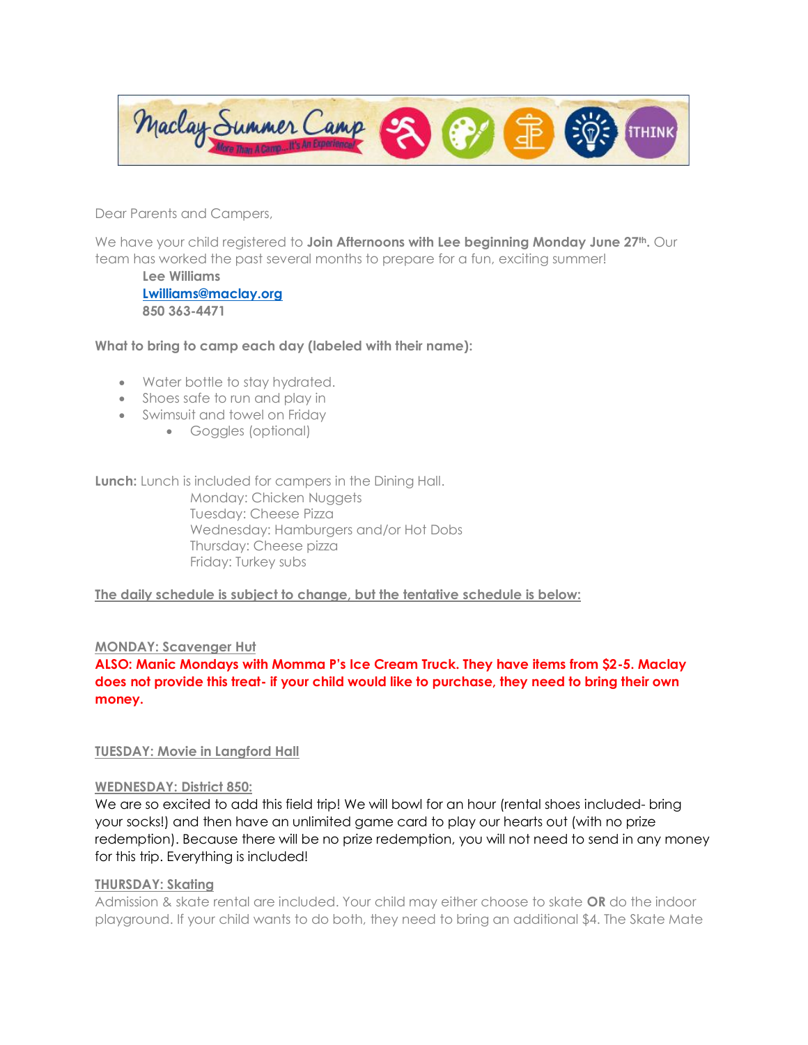Dear Parents and Campers,

We have your child registered to **Join Afternoons with Lee beginning Monday June 27th.** Our team has worked the past several months to prepare for a fun, exciting summer!

**Lee Williams**
**[Lwilliams@maclay.org](mailto:Lwilliams@maclay.org)**
**850 363-4471**

**What to bring to camp each day (labeled with their name):**

- Water bottle to stay hydrated.
- Shoes safe to run and play in
- Swimsuit and towel on Friday
  - Goggles (optional)

**Lunch:** Lunch is included for campers in the Dining Hall.

Monday: Chicken Nuggets
Tuesday: Cheese Pizza
Wednesday: Hamburgers and/or Hot Dobs
Thursday: Cheese pizza
Friday: Turkey subs

**The daily schedule is subject to change, but the tentative schedule is below:**

**MONDAY: Scavenger Hut**

**ALSO: Manic Mondays with Momma P's Ice Cream Truck. They have items from $2-5. Maclay does not provide this treat- if your child would like to purchase, they need to bring their own money.**

**TUESDAY: Movie in Langford Hall**

**WEDNESDAY: District 850:**

We are so excited to add this field trip! We will bowl for an hour (rental shoes included- bring your socks!) and then have an unlimited game card to play our hearts out (with no prize redemption). Because there will be no prize redemption, you will not need to send in any money for this trip. Everything is included!

**THURSDAY: Skating**

Admission & skate rental are included. Your child may either choose to skate **OR** do the indoor playground. If your child wants to do both, they need to bring an additional $4. The Skate Mate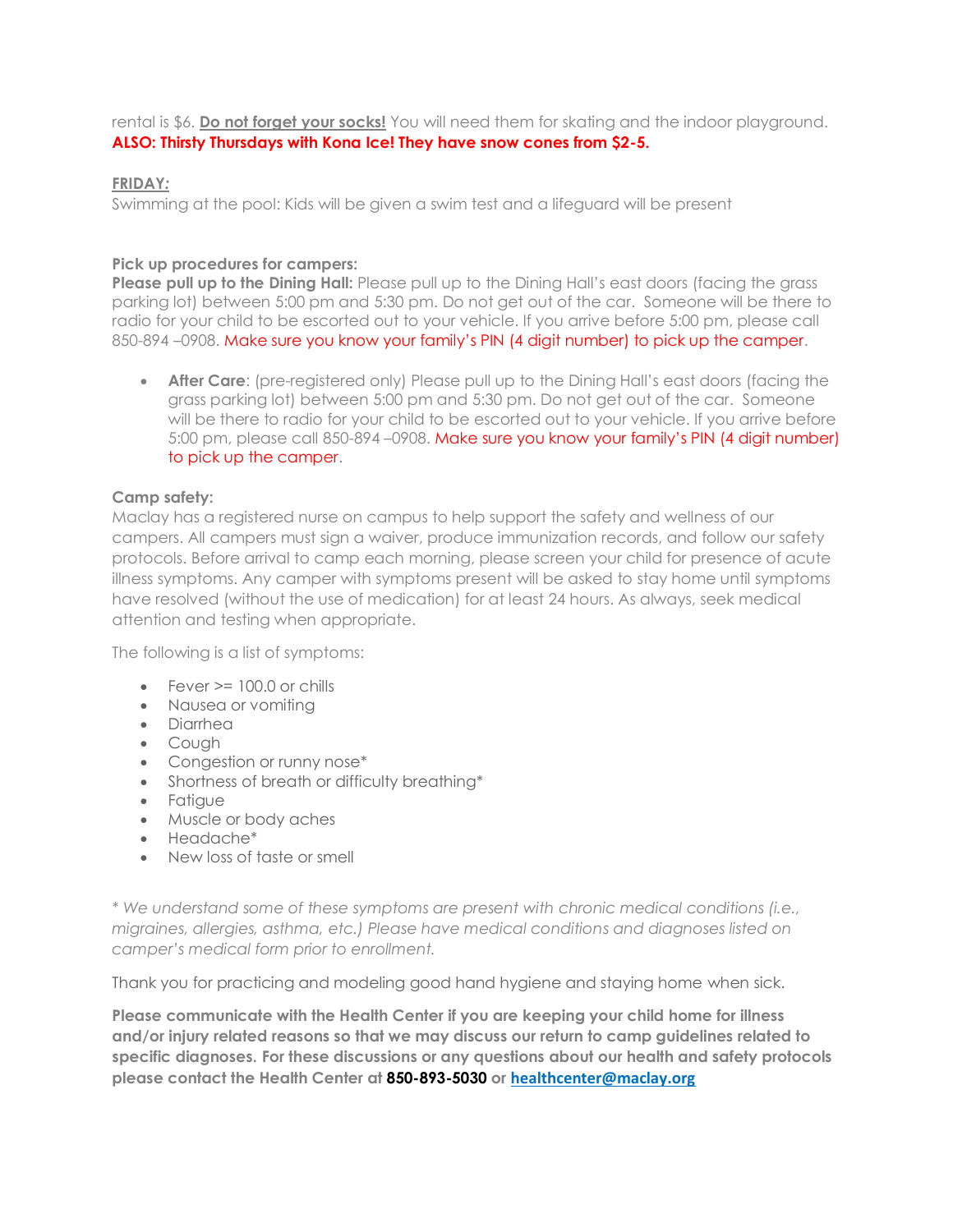rental is $6. **Do not forget your socks!** You will need them for skating and the indoor playground. **ALSO: Thirsty Thursdays with Kona Ice! They have snow cones from $2-5.**

**FRIDAY:**

Swimming at the pool: Kids will be given a swim test and a lifeguard will be present

**Pick up procedures for campers:**

**Please pull up to the Dining Hall:** Please pull up to the Dining Hall's east doors (facing the grass parking lot) between 5:00 pm and 5:30 pm. Do not get out of the car. Someone will be there to radio for your child to be escorted out to your vehicle. If you arrive before 5:00 pm, please call 850-894 –0908. Make sure you know your family's PIN (4 digit number) to pick up the camper.

- **After Care**: (pre-registered only) Please pull up to the Dining Hall's east doors (facing the grass parking lot) between 5:00 pm and 5:30 pm. Do not get out of the car. Someone will be there to radio for your child to be escorted out to your vehicle. If you arrive before 5:00 pm, please call 850-894 –0908. Make sure you know your family's PIN (4 digit number) to pick up the camper.

**Camp safety:**

Maclay has a registered nurse on campus to help support the safety and wellness of our campers. All campers must sign a waiver, produce immunization records, and follow our safety protocols. Before arrival to camp each morning, please screen your child for presence of acute illness symptoms. Any camper with symptoms present will be asked to stay home until symptoms have resolved (without the use of medication) for at least 24 hours. As always, seek medical attention and testing when appropriate.

The following is a list of symptoms:

- Fever >= 100.0 or chills
- Nausea or vomiting
- Diarrhea
- Cough
- Congestion or runny nose*
- Shortness of breath or difficulty breathing*
- Fatigue
- Muscle or body aches
- Headache*
- New loss of taste or smell

*\* We understand some of these symptoms are present with chronic medical conditions (i.e., migraines, allergies, asthma, etc.) Please have medical conditions and diagnoses listed on camper's medical form prior to enrollment.*

Thank you for practicing and modeling good hand hygiene and staying home when sick.

**Please communicate with the Health Center if you are keeping your child home for illness and/or injury related reasons so that we may discuss our return to camp guidelines related to specific diagnoses. For these discussions or any questions about our health and safety protocols please contact the Health Center at 850-893-5030 or healthcenter@maclay.org**